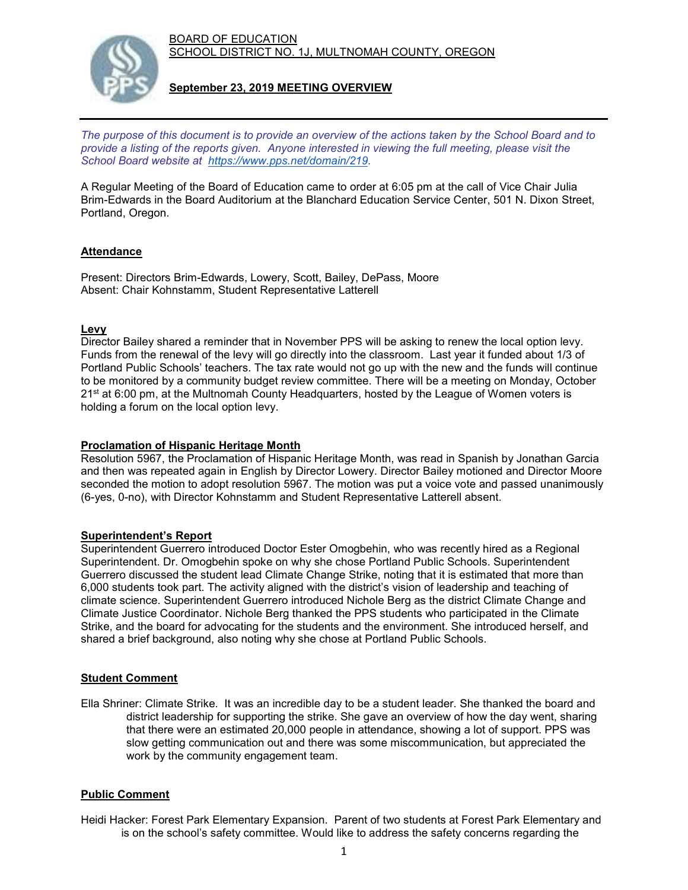BOARD OF EDUCATION
SCHOOL DISTRICT NO. 1J, MULTNOMAH COUNTY, OREGON

**September 23, 2019 MEETING OVERVIEW**

*The purpose of this document is to provide an overview of the actions taken by the School Board and to provide a listing of the reports given. Anyone interested in viewing the full meeting, please visit the School Board website at https://www.pps.net/domain/219.*

A Regular Meeting of the Board of Education came to order at 6:05 pm at the call of Vice Chair Julia Brim-Edwards in the Board Auditorium at the Blanchard Education Service Center, 501 N. Dixon Street, Portland, Oregon.

## Attendance

Present: Directors Brim-Edwards, Lowery, Scott, Bailey, DePass, Moore
Absent: Chair Kohnstamm, Student Representative Latterell

## Levy

Director Bailey shared a reminder that in November PPS will be asking to renew the local option levy. Funds from the renewal of the levy will go directly into the classroom. Last year it funded about 1/3 of Portland Public Schools' teachers. The tax rate would not go up with the new and the funds will continue to be monitored by a community budget review committee. There will be a meeting on Monday, October 21st at 6:00 pm, at the Multnomah County Headquarters, hosted by the League of Women voters is holding a forum on the local option levy.

## Proclamation of Hispanic Heritage Month

Resolution 5967, the Proclamation of Hispanic Heritage Month, was read in Spanish by Jonathan Garcia and then was repeated again in English by Director Lowery. Director Bailey motioned and Director Moore seconded the motion to adopt resolution 5967. The motion was put a voice vote and passed unanimously (6-yes, 0-no), with Director Kohnstamm and Student Representative Latterell absent.

## Superintendent's Report

Superintendent Guerrero introduced Doctor Ester Omogbehin, who was recently hired as a Regional Superintendent. Dr. Omogbehin spoke on why she chose Portland Public Schools. Superintendent Guerrero discussed the student lead Climate Change Strike, noting that it is estimated that more than 6,000 students took part. The activity aligned with the district's vision of leadership and teaching of climate science. Superintendent Guerrero introduced Nichole Berg as the district Climate Change and Climate Justice Coordinator. Nichole Berg thanked the PPS students who participated in the Climate Strike, and the board for advocating for the students and the environment. She introduced herself, and shared a brief background, also noting why she chose at Portland Public Schools.

## Student Comment

Ella Shriner: Climate Strike. It was an incredible day to be a student leader. She thanked the board and district leadership for supporting the strike. She gave an overview of how the day went, sharing that there were an estimated 20,000 people in attendance, showing a lot of support. PPS was slow getting communication out and there was some miscommunication, but appreciated the work by the community engagement team.

## Public Comment

Heidi Hacker: Forest Park Elementary Expansion. Parent of two students at Forest Park Elementary and is on the school's safety committee. Would like to address the safety concerns regarding the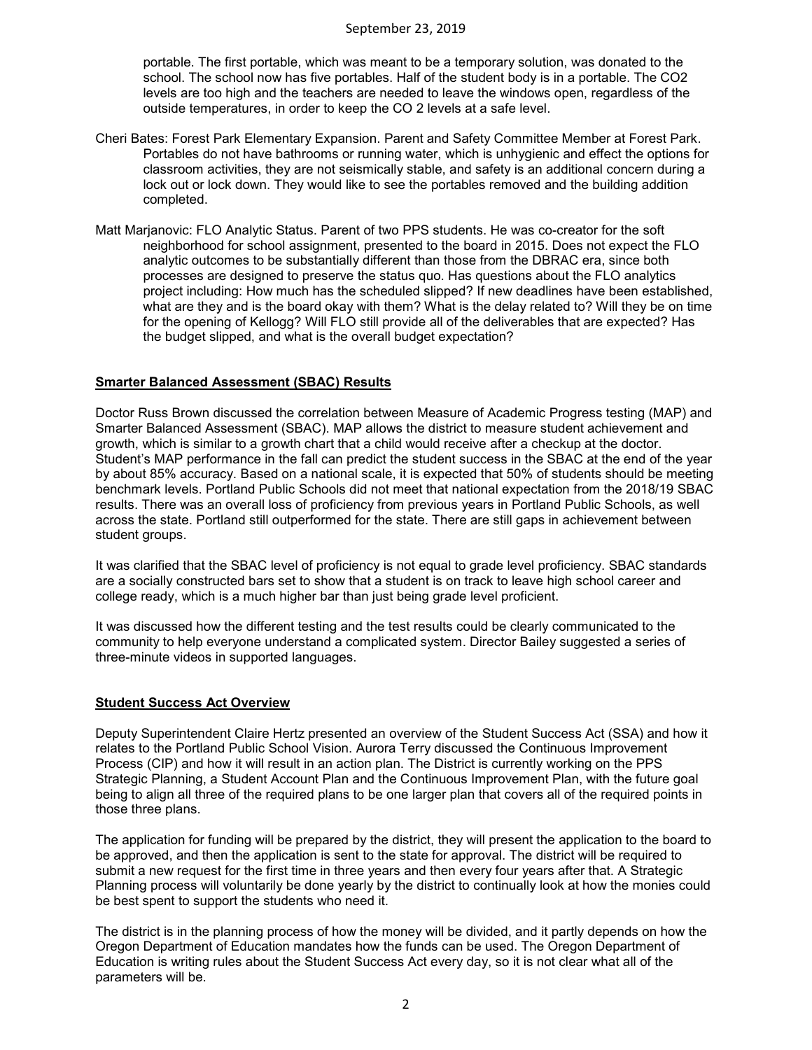portable. The first portable, which was meant to be a temporary solution, was donated to the school. The school now has five portables. Half of the student body is in a portable. The CO2 levels are too high and the teachers are needed to leave the windows open, regardless of the outside temperatures, in order to keep the CO 2 levels at a safe level.

Cheri Bates: Forest Park Elementary Expansion. Parent and Safety Committee Member at Forest Park. Portables do not have bathrooms or running water, which is unhygienic and effect the options for classroom activities, they are not seismically stable, and safety is an additional concern during a lock out or lock down. They would like to see the portables removed and the building addition completed.

Matt Marjanovic: FLO Analytic Status. Parent of two PPS students. He was co-creator for the soft neighborhood for school assignment, presented to the board in 2015. Does not expect the FLO analytic outcomes to be substantially different than those from the DBRAC era, since both processes are designed to preserve the status quo. Has questions about the FLO analytics project including: How much has the scheduled slipped? If new deadlines have been established, what are they and is the board okay with them? What is the delay related to? Will they be on time for the opening of Kellogg? Will FLO still provide all of the deliverables that are expected? Has the budget slipped, and what is the overall budget expectation?

**Smarter Balanced Assessment (SBAC) Results**

Doctor Russ Brown discussed the correlation between Measure of Academic Progress testing (MAP) and Smarter Balanced Assessment (SBAC). MAP allows the district to measure student achievement and growth, which is similar to a growth chart that a child would receive after a checkup at the doctor. Student's MAP performance in the fall can predict the student success in the SBAC at the end of the year by about 85% accuracy. Based on a national scale, it is expected that 50% of students should be meeting benchmark levels. Portland Public Schools did not meet that national expectation from the 2018/19 SBAC results. There was an overall loss of proficiency from previous years in Portland Public Schools, as well across the state. Portland still outperformed for the state. There are still gaps in achievement between student groups.

It was clarified that the SBAC level of proficiency is not equal to grade level proficiency. SBAC standards are a socially constructed bars set to show that a student is on track to leave high school career and college ready, which is a much higher bar than just being grade level proficient.

It was discussed how the different testing and the test results could be clearly communicated to the community to help everyone understand a complicated system. Director Bailey suggested a series of three-minute videos in supported languages.

**Student Success Act Overview**

Deputy Superintendent Claire Hertz presented an overview of the Student Success Act (SSA) and how it relates to the Portland Public School Vision. Aurora Terry discussed the Continuous Improvement Process (CIP) and how it will result in an action plan. The District is currently working on the PPS Strategic Planning, a Student Account Plan and the Continuous Improvement Plan, with the future goal being to align all three of the required plans to be one larger plan that covers all of the required points in those three plans.

The application for funding will be prepared by the district, they will present the application to the board to be approved, and then the application is sent to the state for approval. The district will be required to submit a new request for the first time in three years and then every four years after that. A Strategic Planning process will voluntarily be done yearly by the district to continually look at how the monies could be best spent to support the students who need it.

The district is in the planning process of how the money will be divided, and it partly depends on how the Oregon Department of Education mandates how the funds can be used. The Oregon Department of Education is writing rules about the Student Success Act every day, so it is not clear what all of the parameters will be.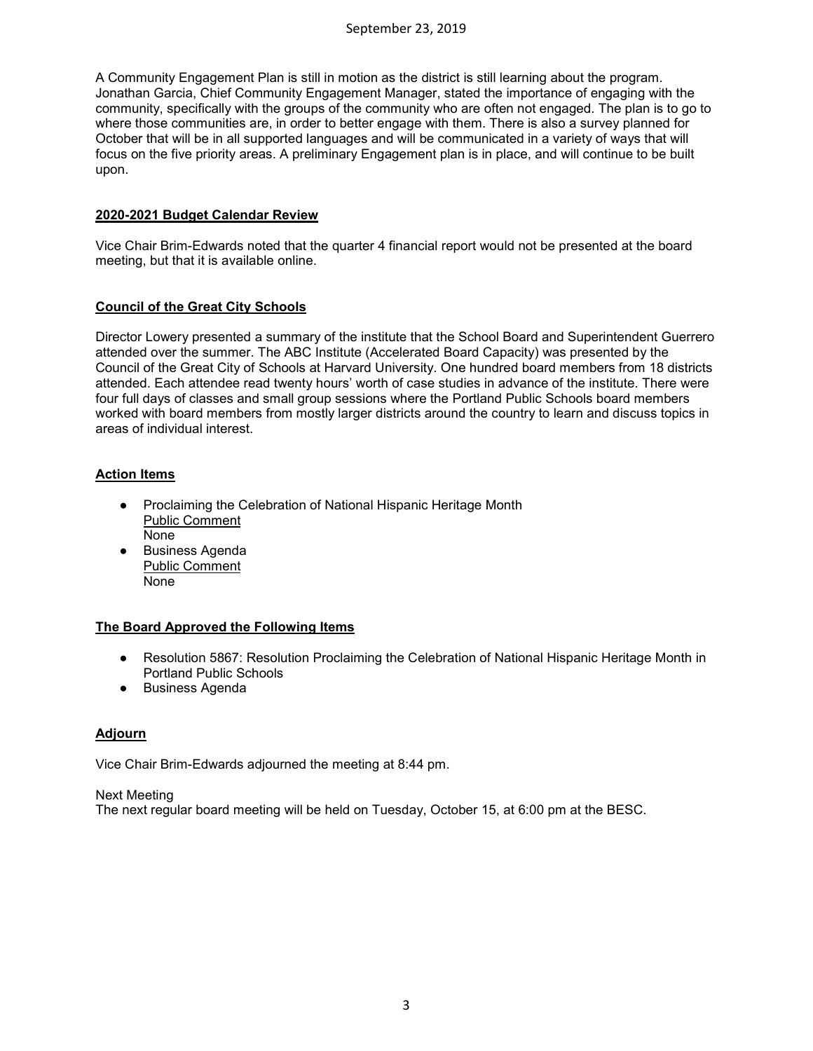A Community Engagement Plan is still in motion as the district is still learning about the program. Jonathan Garcia, Chief Community Engagement Manager, stated the importance of engaging with the community, specifically with the groups of the community who are often not engaged. The plan is to go to where those communities are, in order to better engage with them. There is also a survey planned for October that will be in all supported languages and will be communicated in a variety of ways that will focus on the five priority areas. A preliminary Engagement plan is in place, and will continue to be built upon.

## 2020-2021 Budget Calendar Review

Vice Chair Brim-Edwards noted that the quarter 4 financial report would not be presented at the board meeting, but that it is available online.

## Council of the Great City Schools

Director Lowery presented a summary of the institute that the School Board and Superintendent Guerrero attended over the summer. The ABC Institute (Accelerated Board Capacity) was presented by the Council of the Great City of Schools at Harvard University. One hundred board members from 18 districts attended. Each attendee read twenty hours' worth of case studies in advance of the institute. There were four full days of classes and small group sessions where the Portland Public Schools board members worked with board members from mostly larger districts around the country to learn and discuss topics in areas of individual interest.

## Action Items

- Proclaiming the Celebration of National Hispanic Heritage Month
  Public Comment
  None
- Business Agenda
  Public Comment
  None

## The Board Approved the Following Items

- Resolution 5867: Resolution Proclaiming the Celebration of National Hispanic Heritage Month in Portland Public Schools
- Business Agenda

## Adjourn

Vice Chair Brim-Edwards adjourned the meeting at 8:44 pm.

Next Meeting
The next regular board meeting will be held on Tuesday, October 15, at 6:00 pm at the BESC.